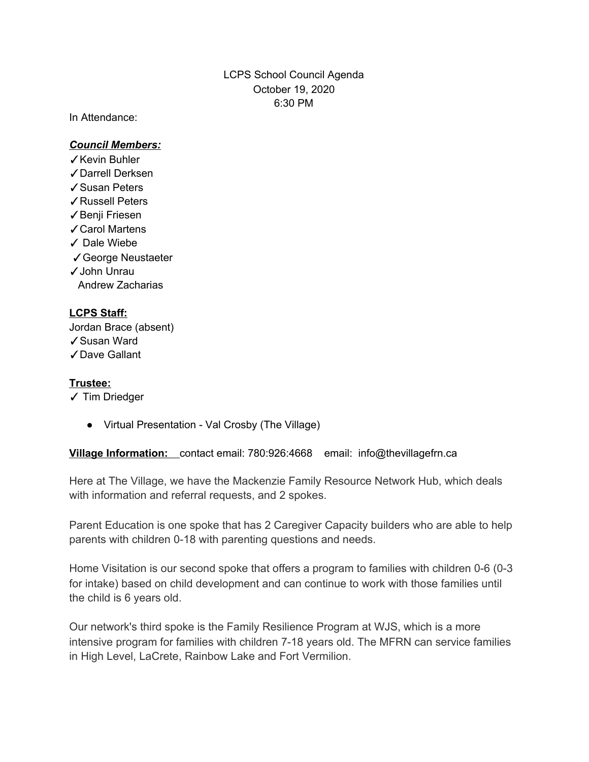LCPS School Council Agenda
October 19, 2020
6:30 PM

In Attendance:

***Council Members:***

✓Kevin Buhler
✓Darrell Derksen
✓Susan Peters
✓Russell Peters
✓Benji Friesen
✓Carol Martens
✓ Dale Wiebe
✓George Neustaeter
✓John Unrau
Andrew Zacharias

**LCPS Staff:**

Jordan Brace (absent)
✓Susan Ward
✓Dave Gallant

**Trustee:**

✓ Tim Driedger

- Virtual Presentation - Val Crosby (The Village)

**Village Information:** contact email: 780:926:4668 email: info@thevillagefrn.ca

Here at The Village, we have the Mackenzie Family Resource Network Hub, which deals with information and referral requests, and 2 spokes.

Parent Education is one spoke that has 2 Caregiver Capacity builders who are able to help parents with children 0-18 with parenting questions and needs.

Home Visitation is our second spoke that offers a program to families with children 0-6 (0-3 for intake) based on child development and can continue to work with those families until the child is 6 years old.

Our network's third spoke is the Family Resilience Program at WJS, which is a more intensive program for families with children 7-18 years old. The MFRN can service families in High Level, LaCrete, Rainbow Lake and Fort Vermilion.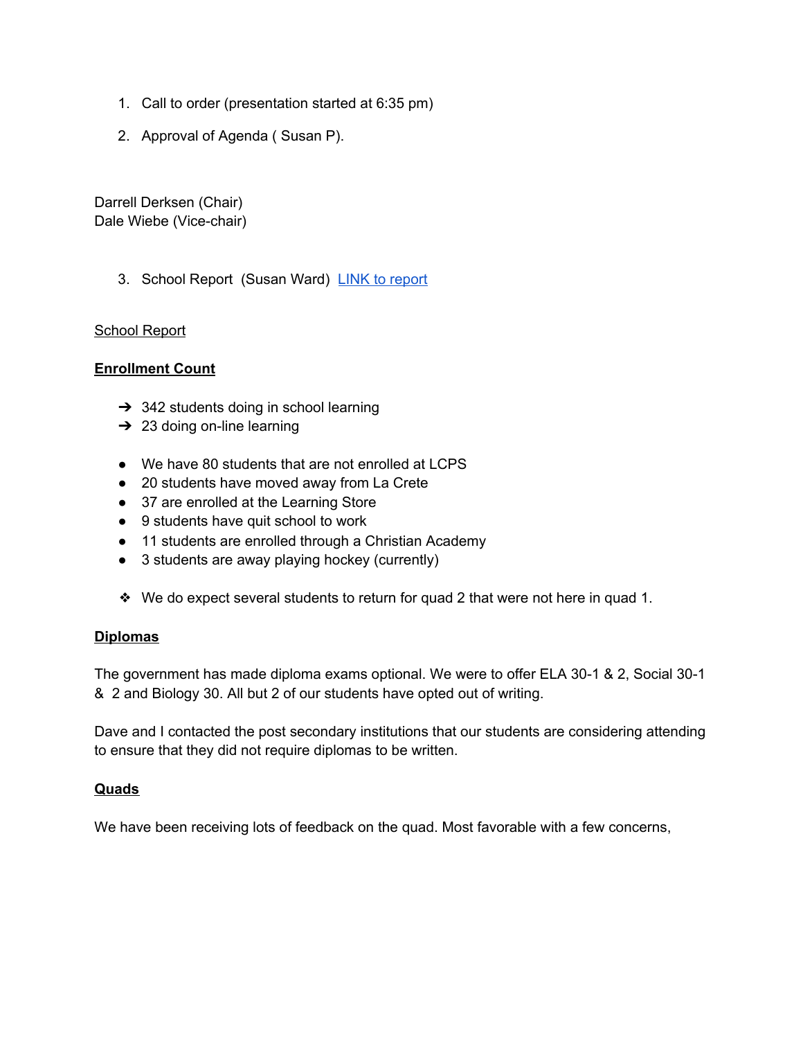1. Call to order (presentation started at 6:35 pm)

2. Approval of Agenda ( Susan P).

Darrell Derksen (Chair)
Dale Wiebe (Vice-chair)

3. School Report (Susan Ward) [LINK to report]

<u>School Report</u>

**<u>Enrollment Count</u>**

- 342 students doing in school learning
- 23 doing on-line learning

- We have 80 students that are not enrolled at LCPS
- 20 students have moved away from La Crete
- 37 are enrolled at the Learning Store
- 9 students have quit school to work
- 11 students are enrolled through a Christian Academy
- 3 students are away playing hockey (currently)

- We do expect several students to return for quad 2 that were not here in quad 1.

**<u>Diplomas</u>**

The government has made diploma exams optional. We were to offer ELA 30-1 & 2, Social 30-1 & 2 and Biology 30. All but 2 of our students have opted out of writing.

Dave and I contacted the post secondary institutions that our students are considering attending to ensure that they did not require diplomas to be written.

**<u>Quads</u>**

We have been receiving lots of feedback on the quad. Most favorable with a few concerns,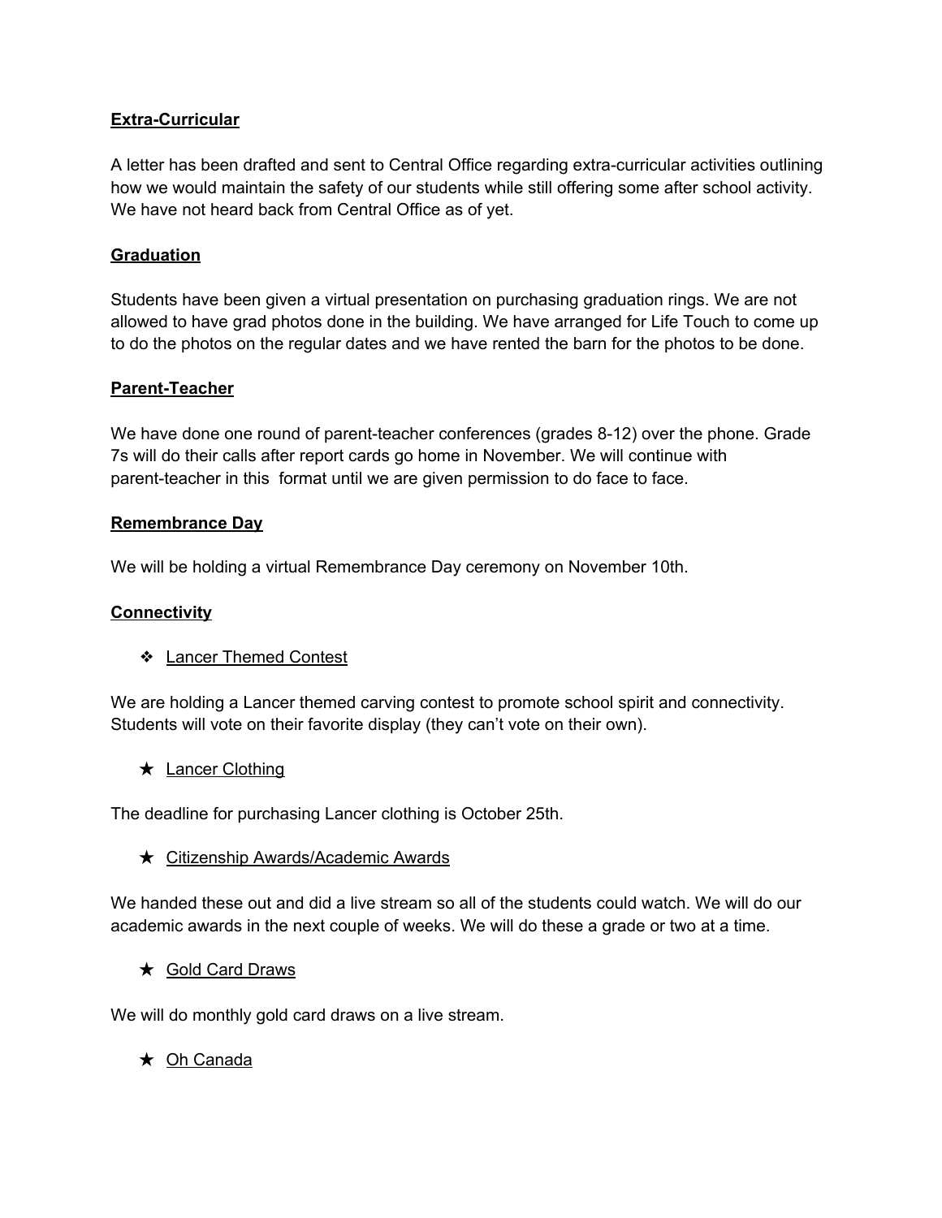**<u>Extra-Curricular</u>**

A letter has been drafted and sent to Central Office regarding extra-curricular activities outlining how we would maintain the safety of our students while still offering some after school activity. We have not heard back from Central Office as of yet.

**<u>Graduation</u>**

Students have been given a virtual presentation on purchasing graduation rings. We are not allowed to have grad photos done in the building. We have arranged for Life Touch to come up to do the photos on the regular dates and we have rented the barn for the photos to be done.

**<u>Parent-Teacher</u>**

We have done one round of parent-teacher conferences (grades 8-12) over the phone. Grade 7s will do their calls after report cards go home in November. We will continue with parent-teacher in this format until we are given permission to do face to face.

**<u>Remembrance Day</u>**

We will be holding a virtual Remembrance Day ceremony on November 10th.

**<u>Connectivity</u>**

- <u>Lancer Themed Contest</u>

We are holding a Lancer themed carving contest to promote school spirit and connectivity. Students will vote on their favorite display (they can't vote on their own).

- <u>Lancer Clothing</u>

The deadline for purchasing Lancer clothing is October 25th.

- <u>Citizenship Awards/Academic Awards</u>

We handed these out and did a live stream so all of the students could watch. We will do our academic awards in the next couple of weeks. We will do these a grade or two at a time.

- <u>Gold Card Draws</u>

We will do monthly gold card draws on a live stream.

- <u>Oh Canada</u>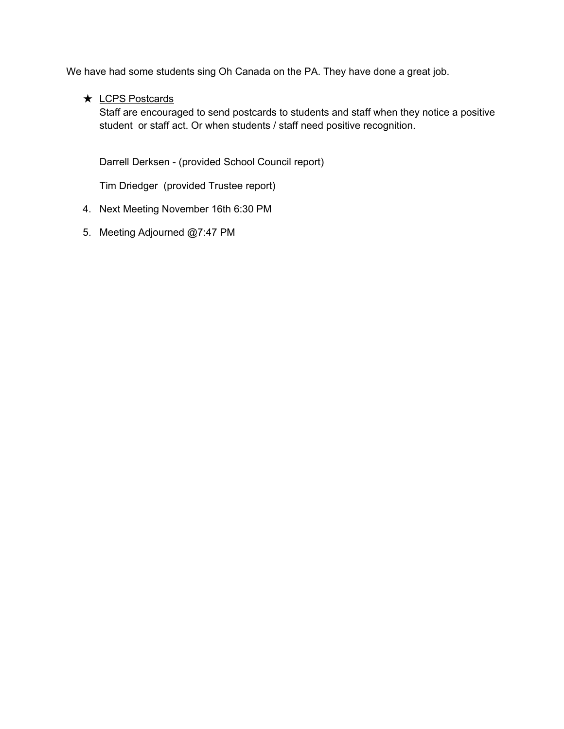We have had some students sing Oh Canada on the PA. They have done a great job.

- ★ LCPS Postcards
  Staff are encouraged to send postcards to students and staff when they notice a positive student or staff act. Or when students / staff need positive recognition.

  Darrell Derksen - (provided School Council report)

  Tim Driedger (provided Trustee report)

4. Next Meeting November 16th 6:30 PM
5. Meeting Adjourned @7:47 PM